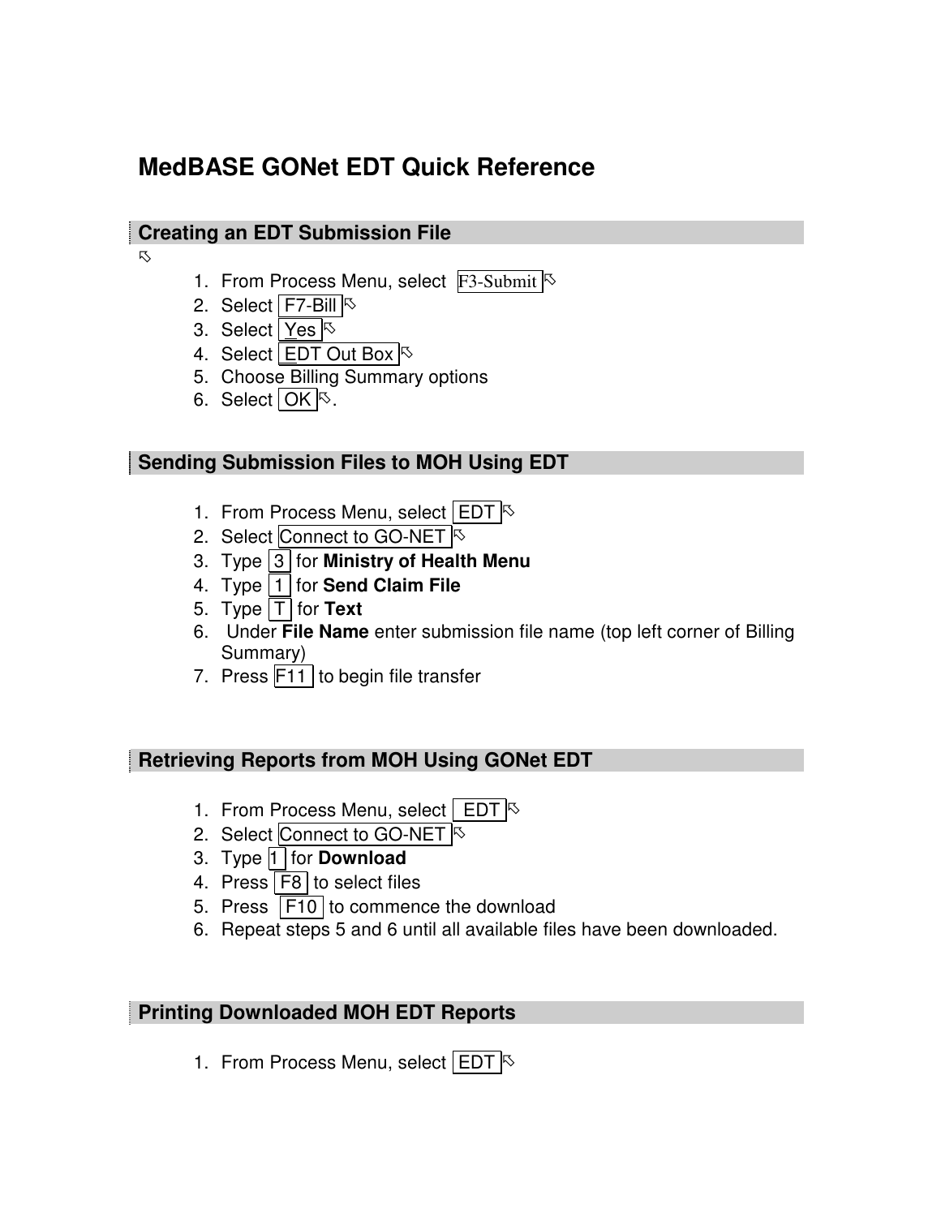# MedBASE GONet EDT Quick Reference

## Creating an EDT Submission File

1. From Process Menu, select F3-Submit
2. Select F7-Bill
3. Select Yes
4. Select EDT Out Box
5. Choose Billing Summary options
6. Select OK.

## Sending Submission Files to MOH Using EDT

1. From Process Menu, select EDT
2. Select Connect to GO-NET
3. Type 3 for **Ministry of Health Menu**
4. Type 1 for **Send Claim File**
5. Type T for **Text**
6. Under **File Name** enter submission file name (top left corner of Billing Summary)
7. Press F11 to begin file transfer

## Retrieving Reports from MOH Using GONet EDT

1. From Process Menu, select EDT
2. Select Connect to GO-NET
3. Type 1 for **Download**
4. Press F8 to select files
5. Press F10 to commence the download
6. Repeat steps 5 and 6 until all available files have been downloaded.

## Printing Downloaded MOH EDT Reports

1. From Process Menu, select EDT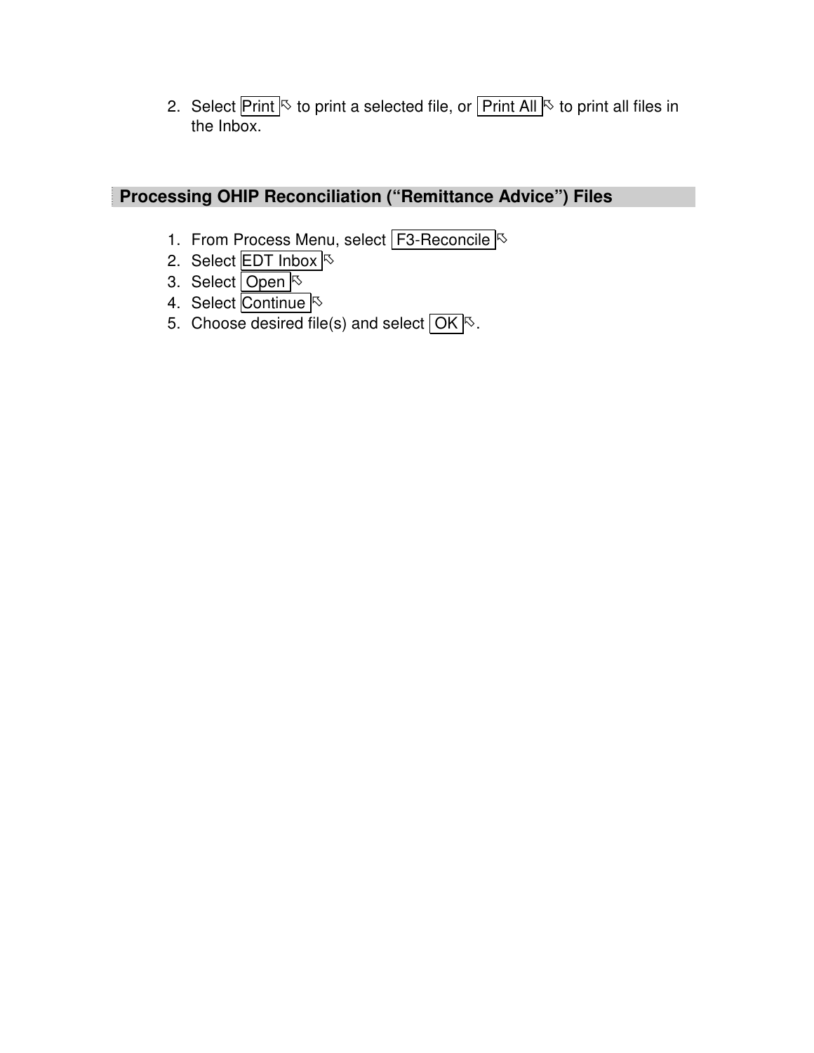2. Select Print to print a selected file, or Print All to print all files in the Inbox.

## Processing OHIP Reconciliation (“Remittance Advice”) Files

1. From Process Menu, select F3-Reconcile
2. Select EDT Inbox
3. Select Open
4. Select Continue
5. Choose desired file(s) and select OK.